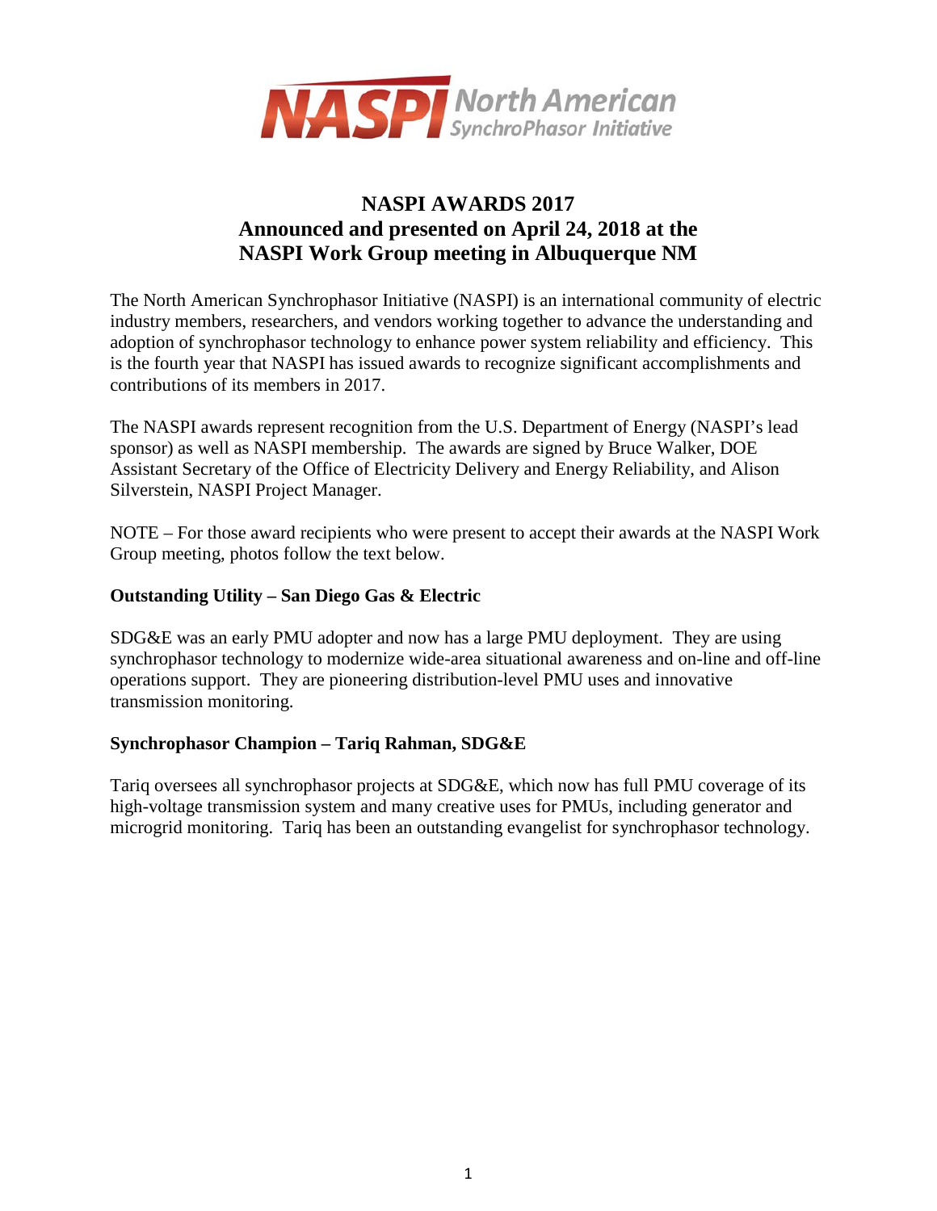# NASPI AWARDS 2017
## Announced and presented on April 24, 2018 at the NASPI Work Group meeting in Albuquerque NM

The North American Synchrophasor Initiative (NASPI) is an international community of electric industry members, researchers, and vendors working together to advance the understanding and adoption of synchrophasor technology to enhance power system reliability and efficiency. This is the fourth year that NASPI has issued awards to recognize significant accomplishments and contributions of its members in 2017.

The NASPI awards represent recognition from the U.S. Department of Energy (NASPI's lead sponsor) as well as NASPI membership. The awards are signed by Bruce Walker, DOE Assistant Secretary of the Office of Electricity Delivery and Energy Reliability, and Alison Silverstein, NASPI Project Manager.

NOTE – For those award recipients who were present to accept their awards at the NASPI Work Group meeting, photos follow the text below.

**Outstanding Utility – San Diego Gas & Electric**

SDG&E was an early PMU adopter and now has a large PMU deployment. They are using synchrophasor technology to modernize wide-area situational awareness and on-line and off-line operations support. They are pioneering distribution-level PMU uses and innovative transmission monitoring.

**Synchrophasor Champion – Tariq Rahman, SDG&E**

Tariq oversees all synchrophasor projects at SDG&E, which now has full PMU coverage of its high-voltage transmission system and many creative uses for PMUs, including generator and microgrid monitoring. Tariq has been an outstanding evangelist for synchrophasor technology.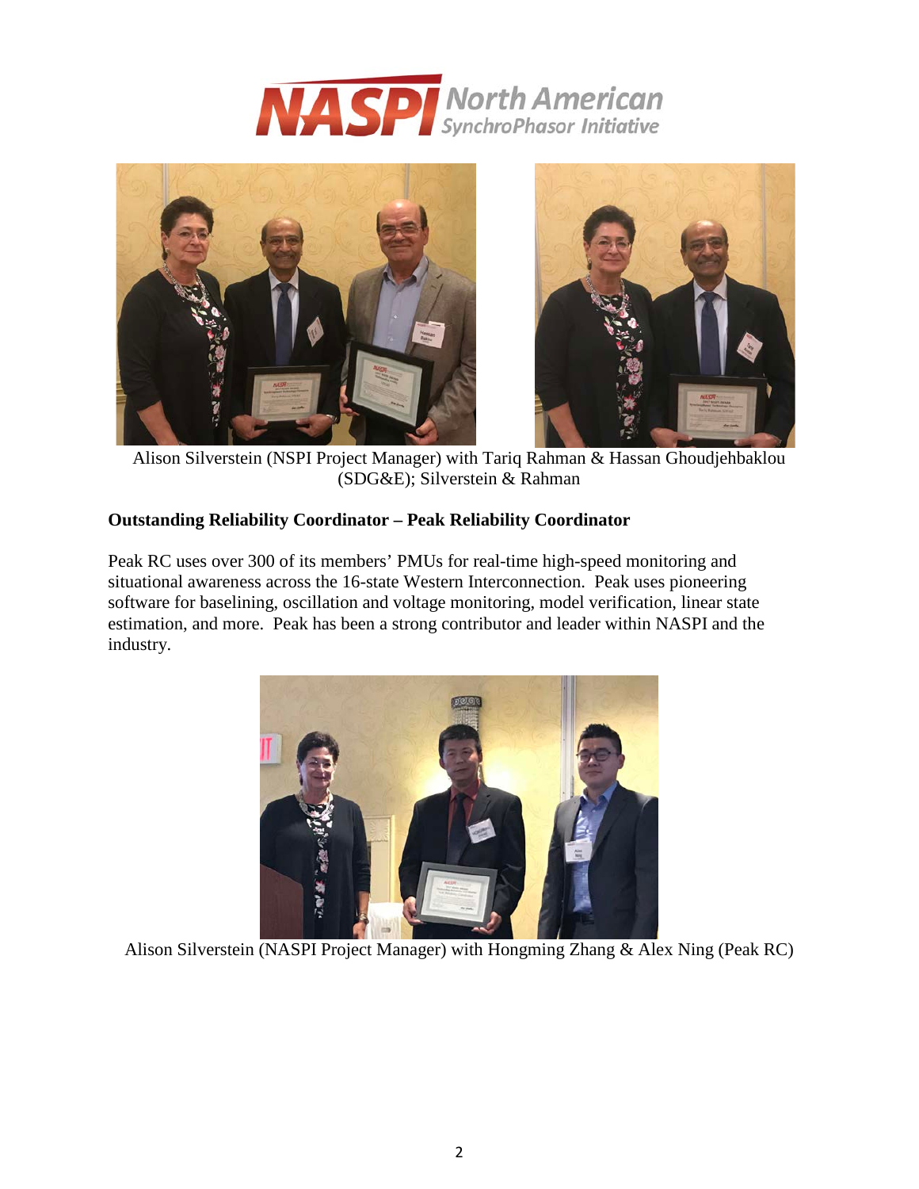Alison Silverstein (NSPI Project Manager) with Tariq Rahman & Hassan Ghoudjehbaklou (SDG&E); Silverstein & Rahman

**Outstanding Reliability Coordinator – Peak Reliability Coordinator**

Peak RC uses over 300 of its members' PMUs for real-time high-speed monitoring and situational awareness across the 16-state Western Interconnection. Peak uses pioneering software for baselining, oscillation and voltage monitoring, model verification, linear state estimation, and more. Peak has been a strong contributor and leader within NASPI and the industry.

Alison Silverstein (NASPI Project Manager) with Hongming Zhang & Alex Ning (Peak RC)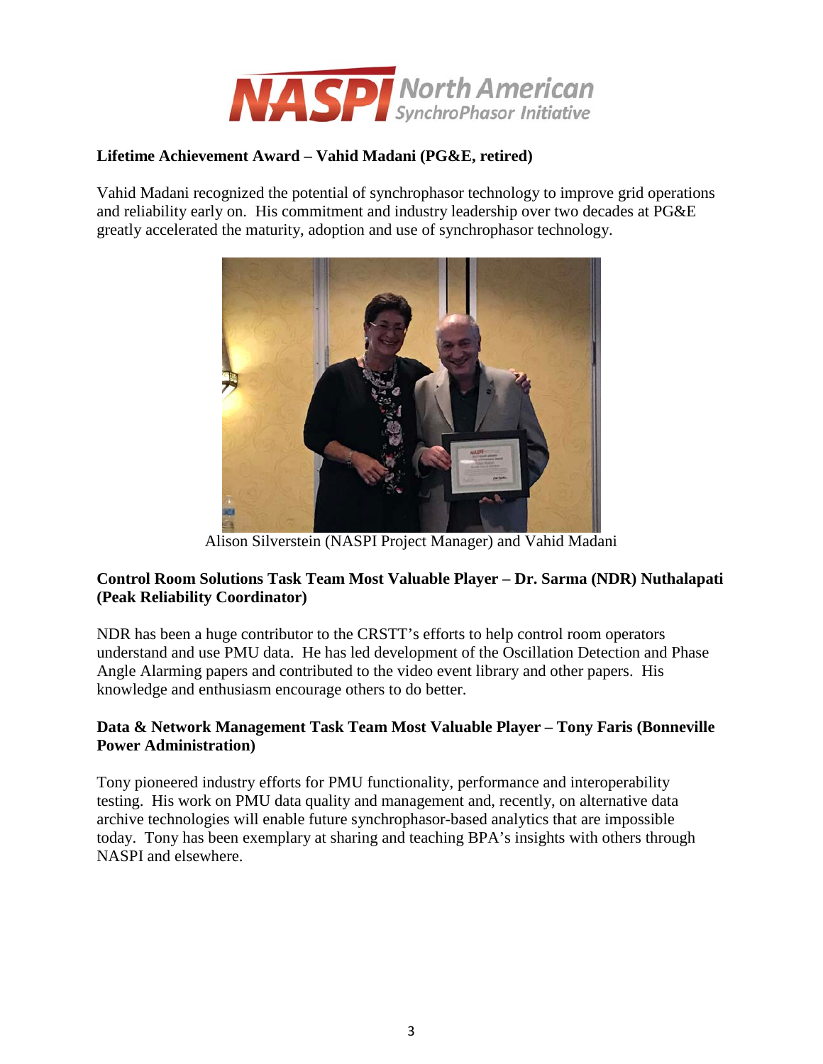### Lifetime Achievement Award – Vahid Madani (PG&E, retired)

Vahid Madani recognized the potential of synchrophasor technology to improve grid operations and reliability early on. His commitment and industry leadership over two decades at PG&E greatly accelerated the maturity, adoption and use of synchrophasor technology.

Alison Silverstein (NASPI Project Manager) and Vahid Madani

### Control Room Solutions Task Team Most Valuable Player – Dr. Sarma (NDR) Nuthalapati (Peak Reliability Coordinator)

NDR has been a huge contributor to the CRSTT's efforts to help control room operators understand and use PMU data. He has led development of the Oscillation Detection and Phase Angle Alarming papers and contributed to the video event library and other papers. His knowledge and enthusiasm encourage others to do better.

### Data & Network Management Task Team Most Valuable Player – Tony Faris (Bonneville Power Administration)

Tony pioneered industry efforts for PMU functionality, performance and interoperability testing. His work on PMU data quality and management and, recently, on alternative data archive technologies will enable future synchrophasor-based analytics that are impossible today. Tony has been exemplary at sharing and teaching BPA's insights with others through NASPI and elsewhere.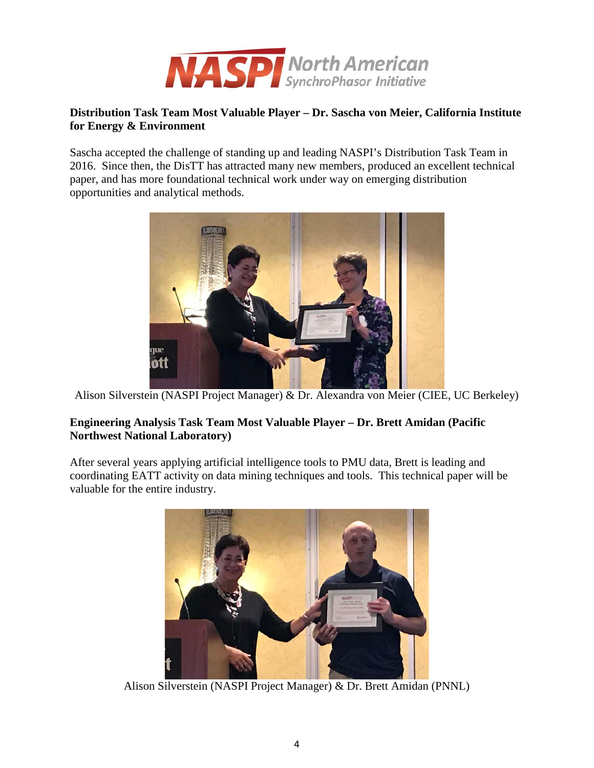**Distribution Task Team Most Valuable Player – Dr. Sascha von Meier, California Institute for Energy & Environment**

Sascha accepted the challenge of standing up and leading NASPI's Distribution Task Team in 2016. Since then, the DisTT has attracted many new members, produced an excellent technical paper, and has more foundational technical work under way on emerging distribution opportunities and analytical methods.

Alison Silverstein (NASPI Project Manager) & Dr. Alexandra von Meier (CIEE, UC Berkeley)

**Engineering Analysis Task Team Most Valuable Player – Dr. Brett Amidan (Pacific Northwest National Laboratory)**

After several years applying artificial intelligence tools to PMU data, Brett is leading and coordinating EATT activity on data mining techniques and tools. This technical paper will be valuable for the entire industry.

Alison Silverstein (NASPI Project Manager) & Dr. Brett Amidan (PNNL)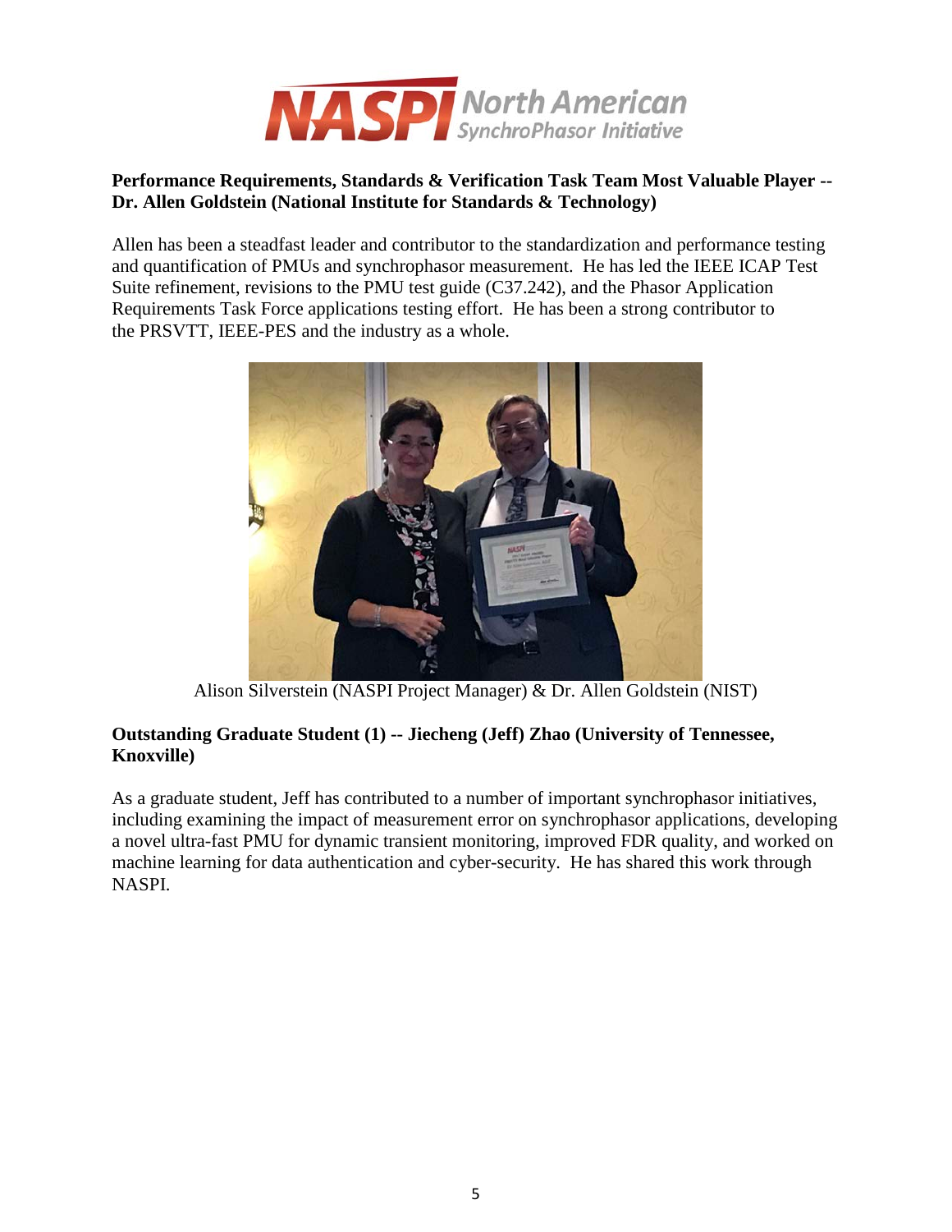**Performance Requirements, Standards & Verification Task Team Most Valuable Player -- Dr. Allen Goldstein (National Institute for Standards & Technology)**

Allen has been a steadfast leader and contributor to the standardization and performance testing and quantification of PMUs and synchrophasor measurement. He has led the IEEE ICAP Test Suite refinement, revisions to the PMU test guide (C37.242), and the Phasor Application Requirements Task Force applications testing effort. He has been a strong contributor to the PRSVTT, IEEE-PES and the industry as a whole.

Alison Silverstein (NASPI Project Manager) & Dr. Allen Goldstein (NIST)

**Outstanding Graduate Student (1) -- Jiecheng (Jeff) Zhao (University of Tennessee, Knoxville)**

As a graduate student, Jeff has contributed to a number of important synchrophasor initiatives, including examining the impact of measurement error on synchrophasor applications, developing a novel ultra-fast PMU for dynamic transient monitoring, improved FDR quality, and worked on machine learning for data authentication and cyber-security. He has shared this work through NASPI.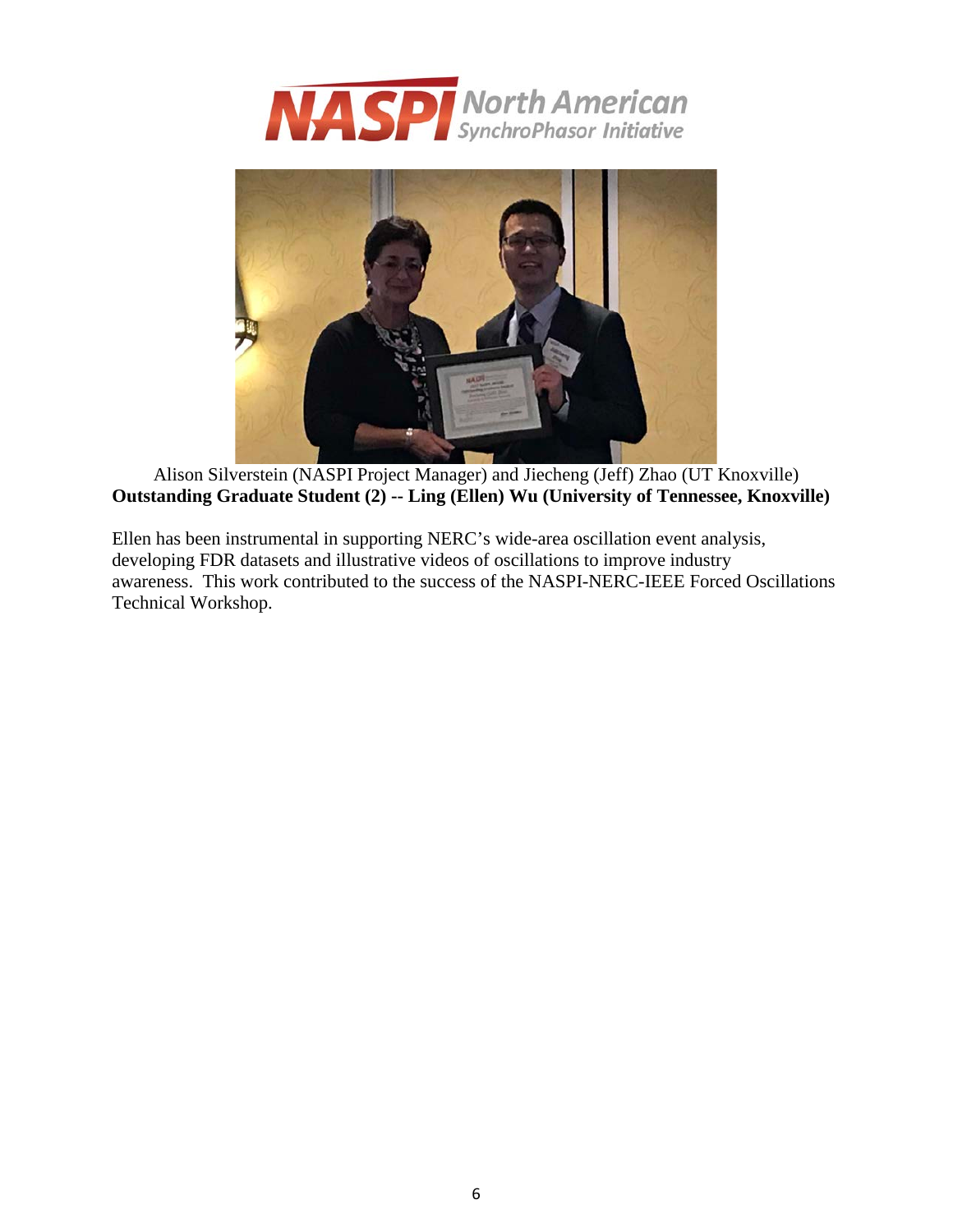Alison Silverstein (NASPI Project Manager) and Jiecheng (Jeff) Zhao (UT Knoxville)

**Outstanding Graduate Student (2) -- Ling (Ellen) Wu (University of Tennessee, Knoxville)**

Ellen has been instrumental in supporting NERC's wide-area oscillation event analysis, developing FDR datasets and illustrative videos of oscillations to improve industry awareness. This work contributed to the success of the NASPI-NERC-IEEE Forced Oscillations Technical Workshop.